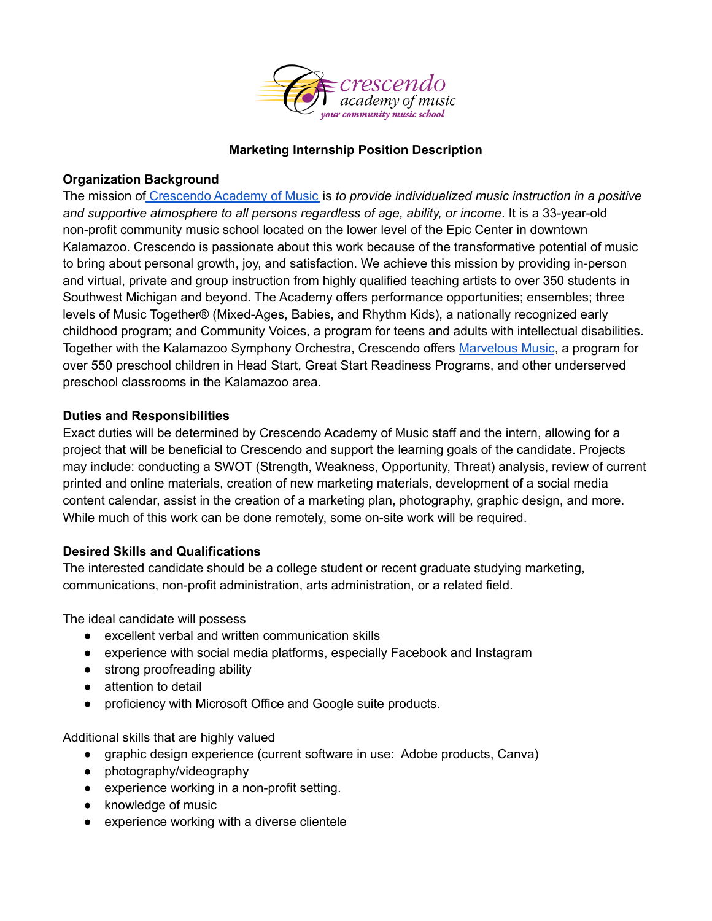crescendo academy of music
*your community music school*

# Marketing Internship Position Description

## Organization Background

The mission of [Crescendo Academy of Music] is *to provide individualized music instruction in a positive and supportive atmosphere to all persons regardless of age, ability, or income*. It is a 33-year-old non-profit community music school located on the lower level of the Epic Center in downtown Kalamazoo. Crescendo is passionate about this work because of the transformative potential of music to bring about personal growth, joy, and satisfaction. We achieve this mission by providing in-person and virtual, private and group instruction from highly qualified teaching artists to over 350 students in Southwest Michigan and beyond. The Academy offers performance opportunities; ensembles; three levels of Music Together® (Mixed-Ages, Babies, and Rhythm Kids), a nationally recognized early childhood program; and Community Voices, a program for teens and adults with intellectual disabilities. Together with the Kalamazoo Symphony Orchestra, Crescendo offers [Marvelous Music], a program for over 550 preschool children in Head Start, Great Start Readiness Programs, and other underserved preschool classrooms in the Kalamazoo area.

## Duties and Responsibilities

Exact duties will be determined by Crescendo Academy of Music staff and the intern, allowing for a project that will be beneficial to Crescendo and support the learning goals of the candidate. Projects may include: conducting a SWOT (Strength, Weakness, Opportunity, Threat) analysis, review of current printed and online materials, creation of new marketing materials, development of a social media content calendar, assist in the creation of a marketing plan, photography, graphic design, and more. While much of this work can be done remotely, some on-site work will be required.

## Desired Skills and Qualifications

The interested candidate should be a college student or recent graduate studying marketing, communications, non-profit administration, arts administration, or a related field.

The ideal candidate will possess

- excellent verbal and written communication skills
- experience with social media platforms, especially Facebook and Instagram
- strong proofreading ability
- attention to detail
- proficiency with Microsoft Office and Google suite products.

Additional skills that are highly valued

- graphic design experience (current software in use: Adobe products, Canva)
- photography/videography
- experience working in a non-profit setting.
- knowledge of music
- experience working with a diverse clientele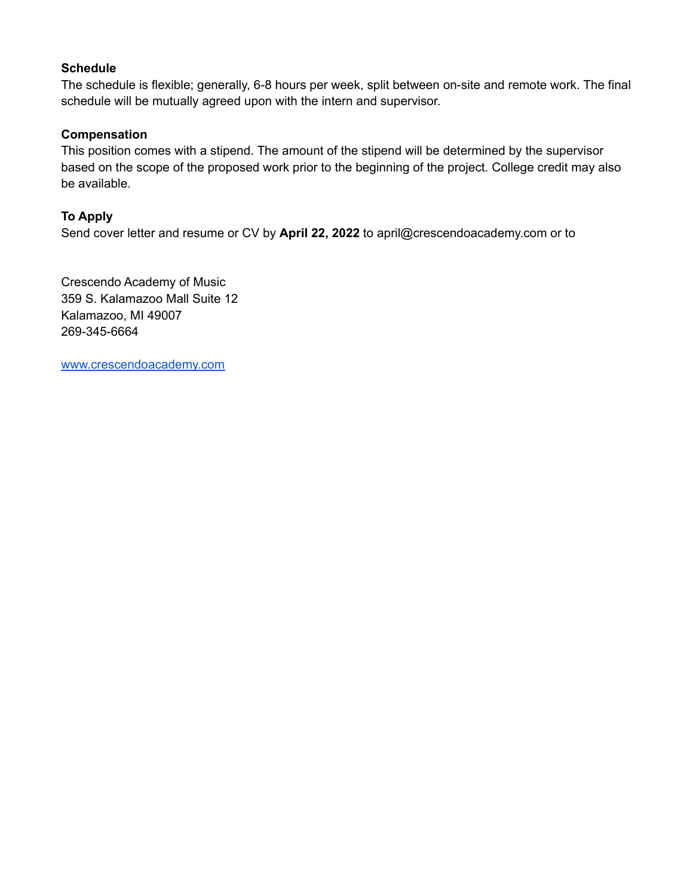**Schedule**

The schedule is flexible; generally, 6-8 hours per week, split between on-site and remote work. The final schedule will be mutually agreed upon with the intern and supervisor.

**Compensation**

This position comes with a stipend. The amount of the stipend will be determined by the supervisor based on the scope of the proposed work prior to the beginning of the project. College credit may also be available.

**To Apply**

Send cover letter and resume or CV by **April 22, 2022** to april@crescendoacademy.com or to

Crescendo Academy of Music
359 S. Kalamazoo Mall Suite 12
Kalamazoo, MI 49007
269-345-6664

www.crescendoacademy.com